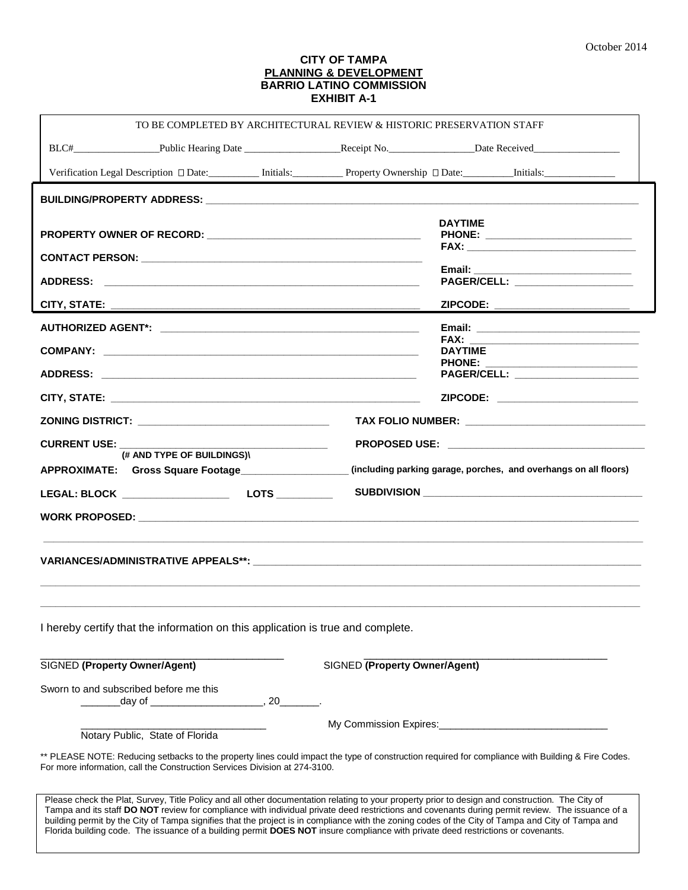October 2014

**CITY OF TAMPA**
**PLANNING & DEVELOPMENT**
**BARRIO LATINO COMMISSION**
**EXHIBIT A-1**

TO BE COMPLETED BY ARCHITECTURAL REVIEW & HISTORIC PRESERVATION STAFF

BLC#_________________ Public Hearing Date ___________________ Receipt No._________________ Date Received_________________

Verification Legal Description ☐ Date:__________ Initials:__________ Property Ownership ☐ Date:__________ Initials:______________

**BUILDING/PROPERTY ADDRESS:** ___________________________________________________________________________

**PROPERTY OWNER OF RECORD:** ______________________________________

**CONTACT PERSON:** ______________________________________________

**ADDRESS:** ______________________________________________________

**CITY, STATE:** ___________________________________________________

**DAYTIME PHONE:** __________________________

**FAX:** ______________________________

**Email:** ____________________________

**PAGER/CELL:** ______________________

**ZIPCODE:** ________________________

**AUTHORIZED AGENT\*:** _______________________________________________

**COMPANY:** ______________________________________________________

**ADDRESS:** ______________________________________________________

**CITY, STATE:** ___________________________________________________

**Email:** _____________________________

**FAX:** ______________________________

**DAYTIME PHONE:** __________________________

**PAGER/CELL:** ______________________

**ZIPCODE:** _________________________

**ZONING DISTRICT:** __________________________________

**TAX FOLIO NUMBER:** ________________________________

**CURRENT USE:** ____________________________________
**(# AND TYPE OF BUILDINGS)\**

**PROPOSED USE:** ___________________________________

**APPROXIMATE: Gross Square Footage**___________________ **(including parking garage, porches, and overhangs on all floors)**

**LEGAL: BLOCK** ___________________ **LOTS** __________ **SUBDIVISION** ________________________________________

**WORK PROPOSED:** ____________________________________________________________________________________________

______________________________________________________________________________________________________________

**VARIANCES/ADMINISTRATIVE APPEALS\*\*:** __________________________________________________________________________

______________________________________________________________________________________________________________

______________________________________________________________________________________________________________

I hereby certify that the information on this application is true and complete.

_________________________________________
SIGNED **(Property Owner/Agent)**

_________________________________________
SIGNED **(Property Owner/Agent)**

Sworn to and subscribed before me this
_______day of ____________________, 20_______.

_________________________________
Notary Public, State of Florida

My Commission Expires:______________________________

\*\* PLEASE NOTE: Reducing setbacks to the property lines could impact the type of construction required for compliance with Building & Fire Codes. For more information, call the Construction Services Division at 274-3100.

Please check the Plat, Survey, Title Policy and all other documentation relating to your property prior to design and construction. The City of Tampa and its staff **DO NOT** review for compliance with individual private deed restrictions and covenants during permit review. The issuance of a building permit by the City of Tampa signifies that the project is in compliance with the zoning codes of the City of Tampa and City of Tampa and Florida building code. The issuance of a building permit **DOES NOT** insure compliance with private deed restrictions or covenants.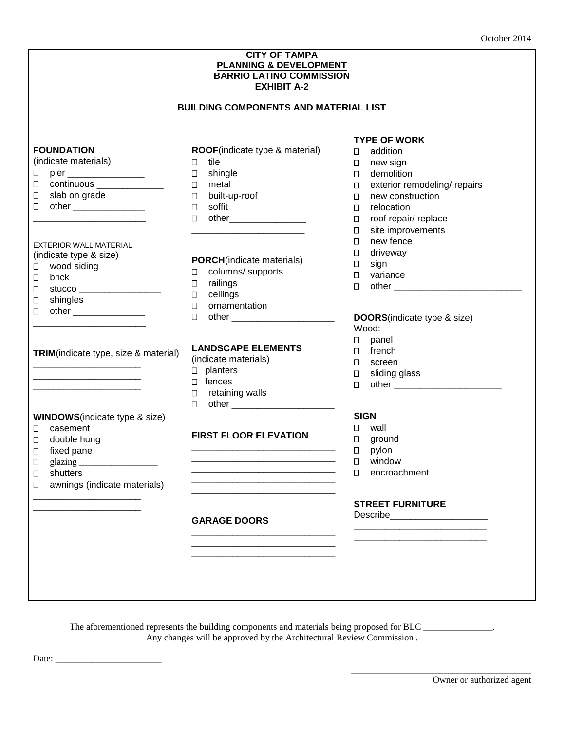October 2014

**CITY OF TAMPA**
**PLANNING & DEVELOPMENT**
**BARRIO LATINO COMMISSION**
**EXHIBIT A-2**

**BUILDING COMPONENTS AND MATERIAL LIST**

**FOUNDATION**
(indicate materials)
- ☐ pier _______________
- ☐ continuous _____________
- ☐ slab on grade
- ☐ other ______________

______________________

EXTERIOR WALL MATERIAL
(indicate type & size)
- ☐ wood siding
- ☐ brick
- ☐ stucco ________________
- ☐ shingles
- ☐ other ______________

______________________

**TRIM**(indicate type, size & material)

_____________________
_____________________
_____________________

**WINDOWS**(indicate type & size)
- ☐ casement
- ☐ double hung
- ☐ fixed pane
- ☐ glazing _________________
- ☐ shutters
- ☐ awnings (indicate materials)

_____________________
_____________________

**ROOF**(indicate type & material)
- ☐ tile
- ☐ shingle
- ☐ metal
- ☐ built-up-roof
- ☐ soffit
- ☐ other_______________

______________________

**PORCH**(indicate materials)
- ☐ columns/ supports
- ☐ railings
- ☐ ceilings
- ☐ ornamentation
- ☐ other ____________________

**LANDSCAPE ELEMENTS**
(indicate materials)
- ☐ planters
- ☐ fences
- ☐ retaining walls
- ☐ other ____________________

**FIRST FLOOR ELEVATION**

____________________________
____________________________
____________________________
____________________________
____________________________

**GARAGE DOORS**

____________________________
____________________________
____________________________

**TYPE OF WORK**
- ☐ addition
- ☐ new sign
- ☐ demolition
- ☐ exterior remodeling/ repairs
- ☐ new construction
- ☐ relocation
- ☐ roof repair/ replace
- ☐ site improvements
- ☐ new fence
- ☐ driveway
- ☐ sign
- ☐ variance
- ☐ other _________________________

**DOORS**(indicate type & size)
Wood:
- ☐ panel
- ☐ french
- ☐ screen
- ☐ sliding glass
- ☐ other _____________________

**SIGN**
- ☐ wall
- ☐ ground
- ☐ pylon
- ☐ window
- ☐ encroachment

**STREET FURNITURE**
Describe___________________
__________________________
__________________________

The aforementioned represents the building components and materials being proposed for BLC _______________.
Any changes will be approved by the Architectural Review Commission .

Date: _______________________

_______________________________________
Owner or authorized agent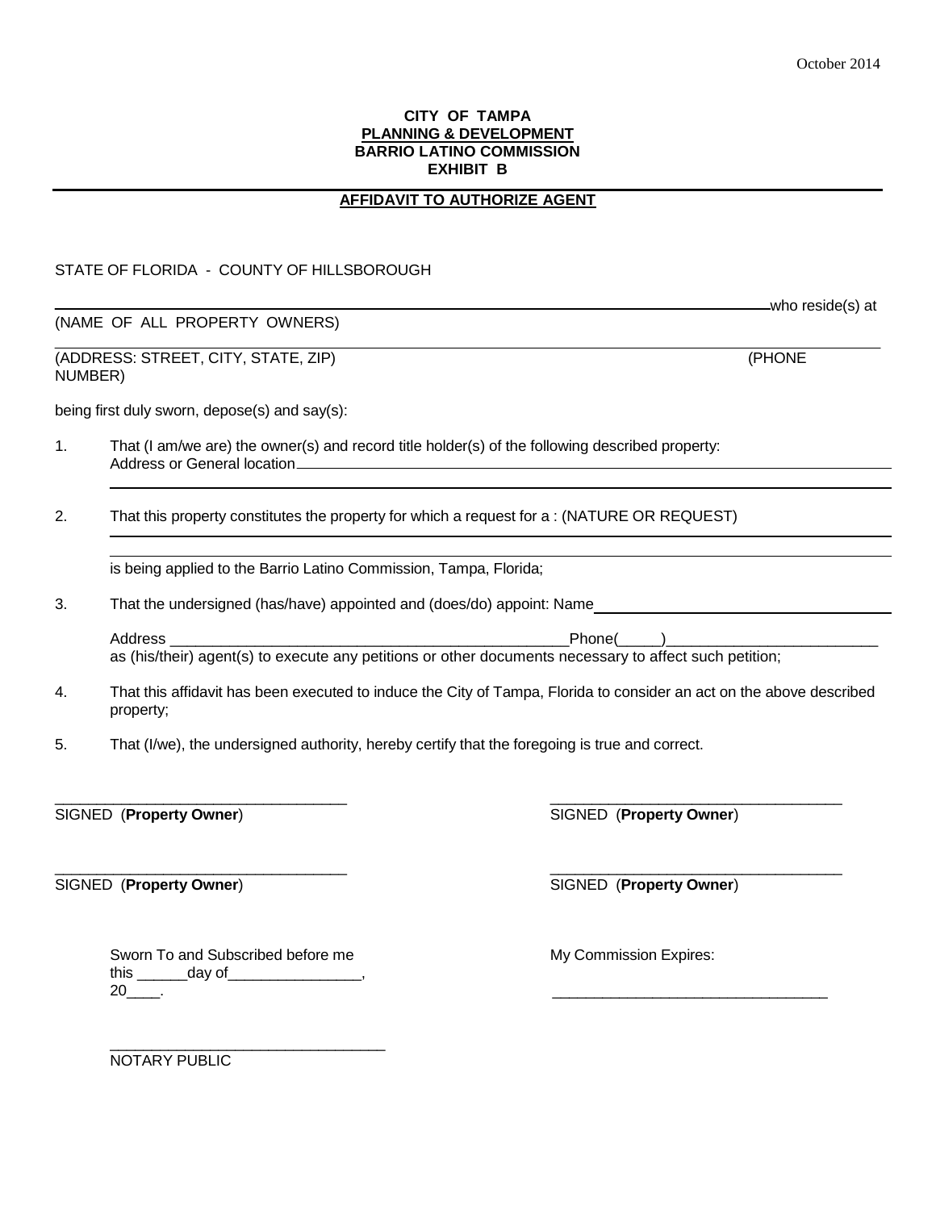October 2014

**CITY OF TAMPA**
**PLANNING & DEVELOPMENT**
**BARRIO LATINO COMMISSION**
**EXHIBIT B**

---

## AFFIDAVIT TO AUTHORIZE AGENT

STATE OF FLORIDA - COUNTY OF HILLSBOROUGH

______________________________________________________________________________ who reside(s) at
(NAME OF ALL PROPERTY OWNERS)

______________________________________________________________________________
(ADDRESS: STREET, CITY, STATE, ZIP) (PHONE NUMBER)

being first duly sworn, depose(s) and say(s):

1. That (I am/we are) the owner(s) and record title holder(s) of the following described property:
   Address or General location______________________________________________________________
   ______________________________________________________________________________

2. That this property constitutes the property for which a request for a : (NATURE OR REQUEST)
   ______________________________________________________________________________
   ______________________________________________________________________________
   is being applied to the Barrio Latino Commission, Tampa, Florida;

3. That the undersigned (has/have) appointed and (does/do) appoint: Name______________________________

   Address ______________________________________________Phone(_____)_________________________
   as (his/their) agent(s) to execute any petitions or other documents necessary to affect such petition;

4. That this affidavit has been executed to induce the City of Tampa, Florida to consider an act on the above described property;

5. That (I/we), the undersigned authority, hereby certify that the foregoing is true and correct.

___________________________________ ___________________________________
SIGNED (**Property Owner**) SIGNED (**Property Owner**)

___________________________________ ___________________________________
SIGNED (**Property Owner**) SIGNED (**Property Owner**)

Sworn To and Subscribed before me
this ______day of________________,
20____.

My Commission Expires:

_________________________________

_________________________________
NOTARY PUBLIC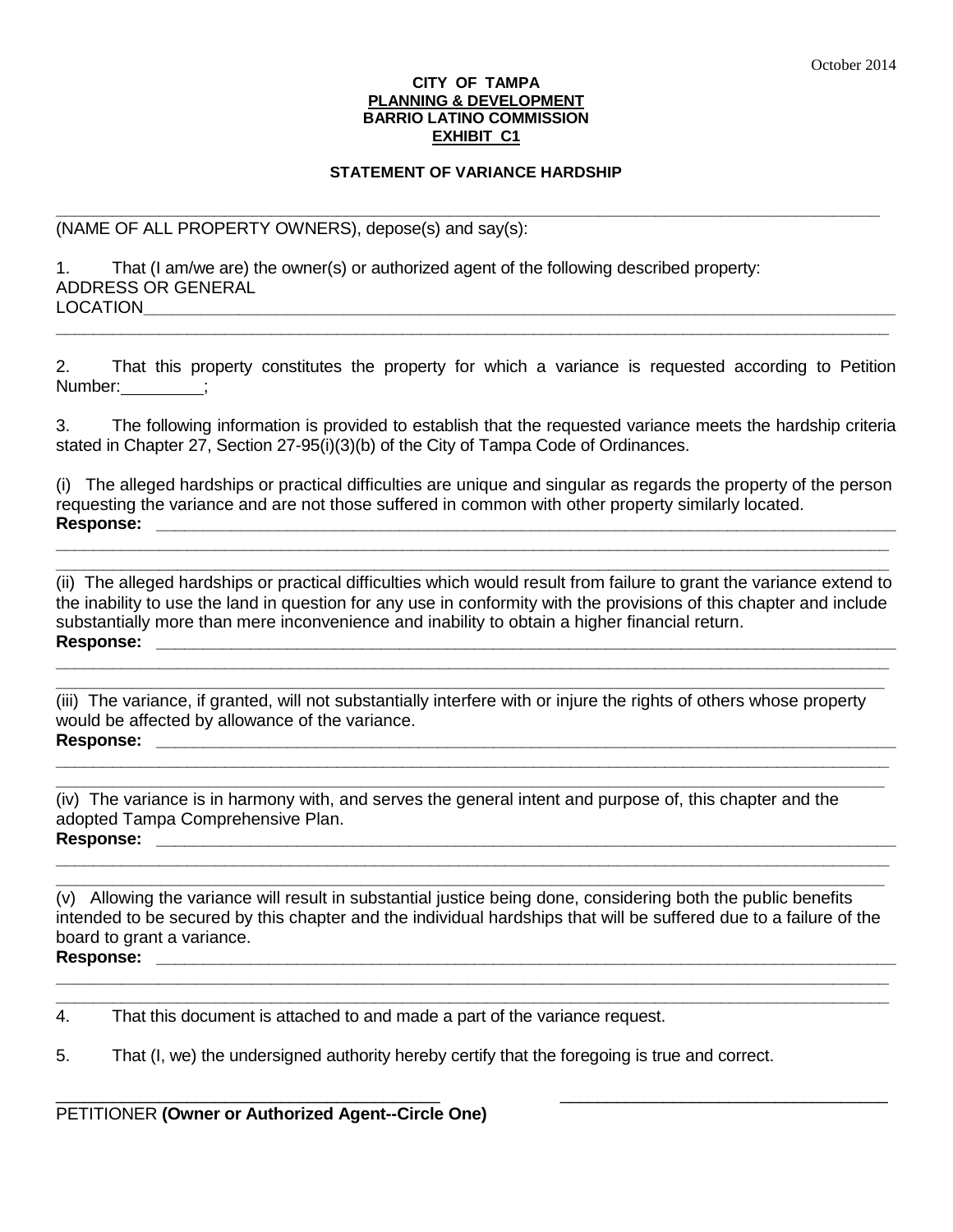October 2014

**CITY OF TAMPA**
**PLANNING & DEVELOPMENT**
**BARRIO LATINO COMMISSION**
**EXHIBIT C1**

**STATEMENT OF VARIANCE HARDSHIP**

______________________________________________________________________________________
(NAME OF ALL PROPERTY OWNERS), depose(s) and say(s):

1. That (I am/we are) the owner(s) or authorized agent of the following described property:
ADDRESS OR GENERAL
LOCATION______________________________________________________________________________
______________________________________________________________________________________

2. That this property constitutes the property for which a variance is requested according to Petition Number:_________;

3. The following information is provided to establish that the requested variance meets the hardship criteria stated in Chapter 27, Section 27-95(i)(3)(b) of the City of Tampa Code of Ordinances.

(i) The alleged hardships or practical difficulties are unique and singular as regards the property of the person requesting the variance and are not those suffered in common with other property similarly located.
**Response:** ____________________________________________________________________________
______________________________________________________________________________________
______________________________________________________________________________________

(ii) The alleged hardships or practical difficulties which would result from failure to grant the variance extend to the inability to use the land in question for any use in conformity with the provisions of this chapter and include substantially more than mere inconvenience and inability to obtain a higher financial return.
**Response:** ____________________________________________________________________________
______________________________________________________________________________________
______________________________________________________________________________________

(iii) The variance, if granted, will not substantially interfere with or injure the rights of others whose property would be affected by allowance of the variance.
**Response:** ____________________________________________________________________________
______________________________________________________________________________________
______________________________________________________________________________________

(iv) The variance is in harmony with, and serves the general intent and purpose of, this chapter and the adopted Tampa Comprehensive Plan.
**Response:** ____________________________________________________________________________
______________________________________________________________________________________
______________________________________________________________________________________

(v) Allowing the variance will result in substantial justice being done, considering both the public benefits intended to be secured by this chapter and the individual hardships that will be suffered due to a failure of the board to grant a variance.
**Response:** ____________________________________________________________________________
______________________________________________________________________________________
______________________________________________________________________________________

4. That this document is attached to and made a part of the variance request.

5. That (I, we) the undersigned authority hereby certify that the foregoing is true and correct.

________________________________________ ________________________________________
PETITIONER **(Owner or Authorized Agent--Circle One)**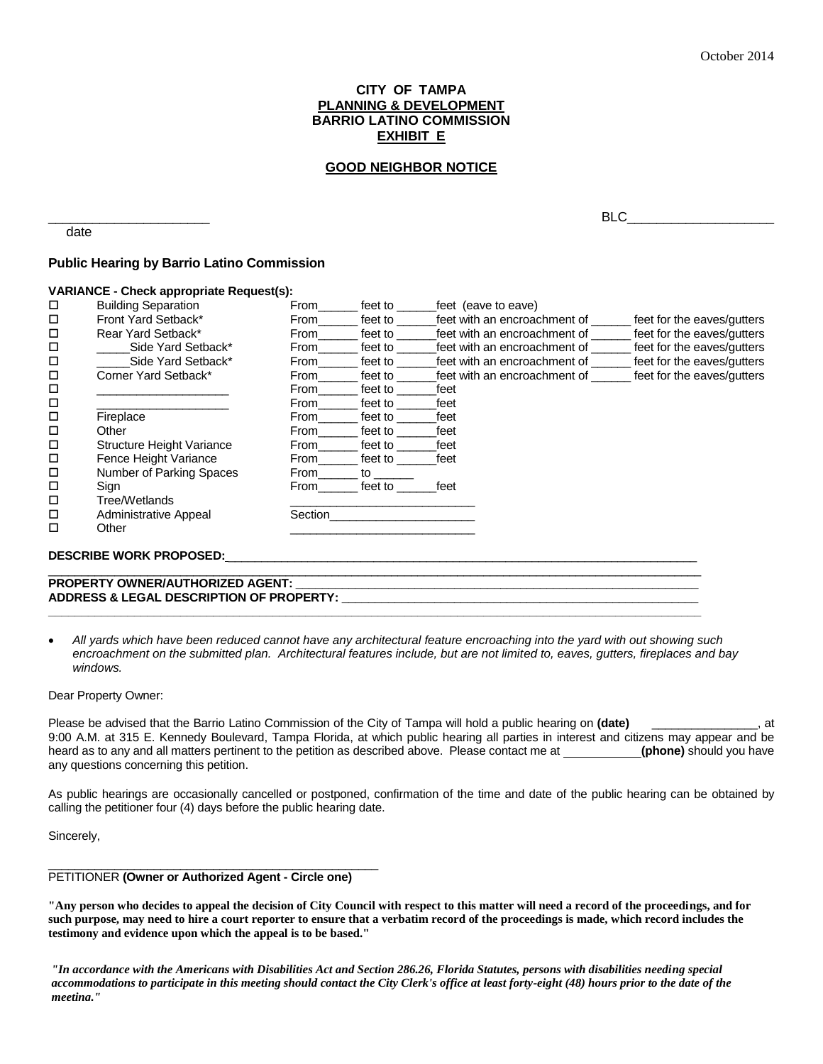October 2014

**CITY OF TAMPA**
**PLANNING & DEVELOPMENT**
**BARRIO LATINO COMMISSION**
**EXHIBIT E**

**GOOD NEIGHBOR NOTICE**

______________________ date                                                                                    BLC____________________

### Public Hearing by Barrio Latino Commission

**VARIANCE - Check appropriate Request(s):**

| | | | |
|---|---|---|---|
| ☐ | Building Separation | From______ feet to ______feet (eave to eave) | |
| ☐ | Front Yard Setback* | From______ feet to ______feet with an encroachment of ______ | feet for the eaves/gutters |
| ☐ | Rear Yard Setback* | From______ feet to ______feet with an encroachment of ______ | feet for the eaves/gutters |
| ☐ | _____Side Yard Setback* | From______ feet to ______feet with an encroachment of ______ | feet for the eaves/gutters |
| ☐ | _____Side Yard Setback* | From______ feet to ______feet with an encroachment of ______ | feet for the eaves/gutters |
| ☐ | Corner Yard Setback* | From______ feet to ______feet with an encroachment of ______ | feet for the eaves/gutters |
| ☐ | ____________________ | From______ feet to ______feet | |
| ☐ | ____________________ | From______ feet to ______feet | |
| ☐ | Fireplace | From______ feet to ______feet | |
| ☐ | Other | From______ feet to ______feet | |
| ☐ | Structure Height Variance | From______ feet to ______feet | |
| ☐ | Fence Height Variance | From______ feet to ______feet | |
| ☐ | Number of Parking Spaces | From______ to ______ | |
| ☐ | Sign | From______ feet to ______feet | |
| ☐ | Tree/Wetlands | ___________________________ | |
| ☐ | Administrative Appeal | Section______________________ | |
| ☐ | Other | ___________________________ | |

**DESCRIBE WORK PROPOSED:**____________________________________________________________________________
______________________________________________________________________________________________________

**PROPERTY OWNER/AUTHORIZED AGENT:** ____________________________________________________________

**ADDRESS & LEGAL DESCRIPTION OF PROPERTY:** ______________________________________________________
______________________________________________________________________________________________________

- *All yards which have been reduced cannot have any architectural feature encroaching into the yard with out showing such encroachment on the submitted plan. Architectural features include, but are not limited to, eaves, gutters, fireplaces and bay windows.*

Dear Property Owner:

Please be advised that the Barrio Latino Commission of the City of Tampa will hold a public hearing on **(date)** ________________, at 9:00 A.M. at 315 E. Kennedy Boulevard, Tampa Florida, at which public hearing all parties in interest and citizens may appear and be heard as to any and all matters pertinent to the petition as described above. Please contact me at ___________**(phone)** should you have any questions concerning this petition.

As public hearings are occasionally cancelled or postponed, confirmation of the time and date of the public hearing can be obtained by calling the petitioner four (4) days before the public hearing date.

Sincerely,

_______________________________________________

PETITIONER **(Owner or Authorized Agent - Circle one)**

**"Any person who decides to appeal the decision of City Council with respect to this matter will need a record of the proceedings, and for such purpose, may need to hire a court reporter to ensure that a verbatim record of the proceedings is made, which record includes the testimony and evidence upon which the appeal is to be based."**

***"In accordance with the Americans with Disabilities Act and Section 286.26, Florida Statutes, persons with disabilities needing special accommodations to participate in this meeting should contact the City Clerk's office at least forty-eight (48) hours prior to the date of the meetina."***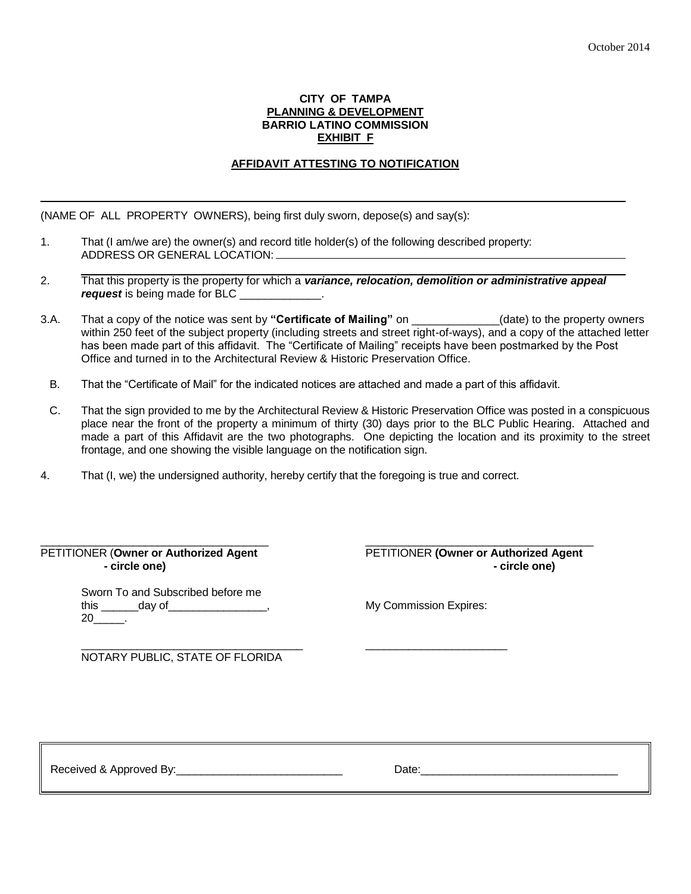October 2014

**CITY OF TAMPA**
**PLANNING & DEVELOPMENT**
**BARRIO LATINO COMMISSION**
**EXHIBIT F**

## AFFIDAVIT ATTESTING TO NOTIFICATION

______________________________________________________________________

(NAME OF ALL PROPERTY OWNERS), being first duly sworn, depose(s) and say(s):

1. That (I am/we are) the owner(s) and record title holder(s) of the following described property:
   ADDRESS OR GENERAL LOCATION: ______________________________________________________________________

2. That this property is the property for which a ***variance, relocation, demolition or administrative appeal request*** is being made for BLC _____________.

3.A. That a copy of the notice was sent by **"Certificate of Mailing"** on ______________(date) to the property owners within 250 feet of the subject property (including streets and street right-of-ways), and a copy of the attached letter has been made part of this affidavit. The "Certificate of Mailing" receipts have been postmarked by the Post Office and turned in to the Architectural Review & Historic Preservation Office.

B. That the "Certificate of Mail" for the indicated notices are attached and made a part of this affidavit.

C. That the sign provided to me by the Architectural Review & Historic Preservation Office was posted in a conspicuous place near the front of the property a minimum of thirty (30) days prior to the BLC Public Hearing. Attached and made a part of this Affidavit are the two photographs. One depicting the location and its proximity to the street frontage, and one showing the visible language on the notification sign.

4. That (I, we) the undersigned authority, hereby certify that the foregoing is true and correct.

___________________________________
PETITIONER (**Owner or Authorized Agent - circle one)**

___________________________________
PETITIONER **(Owner or Authorized Agent - circle one)**

Sworn To and Subscribed before me this ______day of________________, 20_____.

___________________________________
NOTARY PUBLIC, STATE OF FLORIDA

My Commission Expires:

_______________________

Received & Approved By:___________________________ Date:________________________________